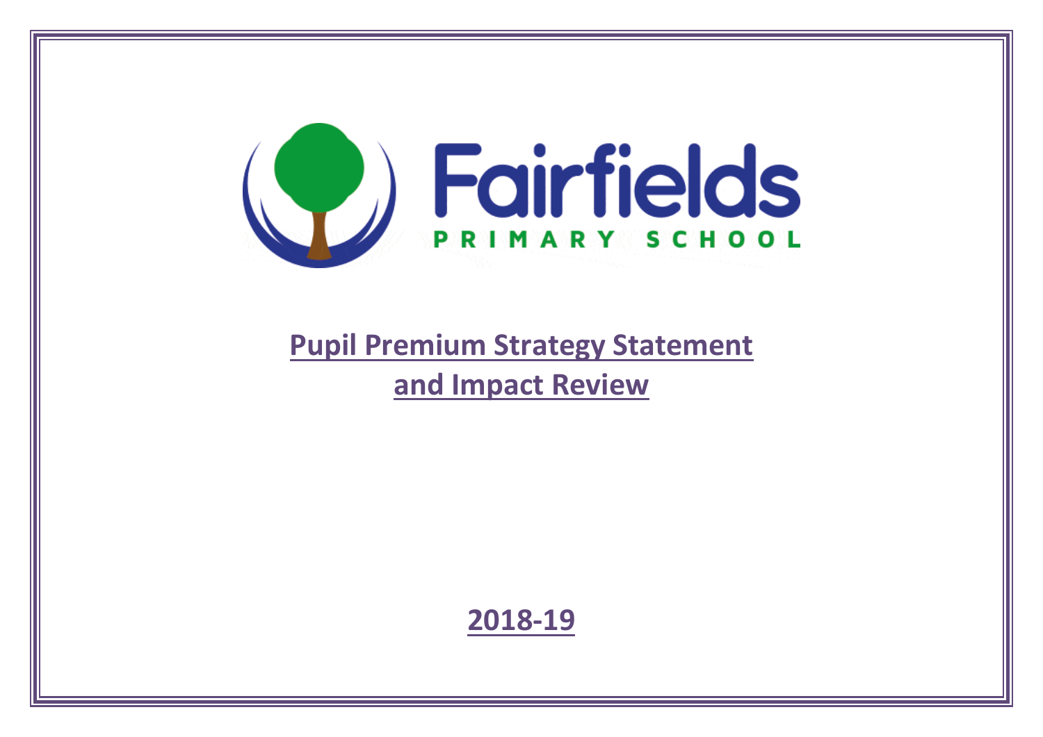Fairfields

PRIMARY SCHOOL

# Pupil Premium Strategy Statement and Impact Review

## 2018-19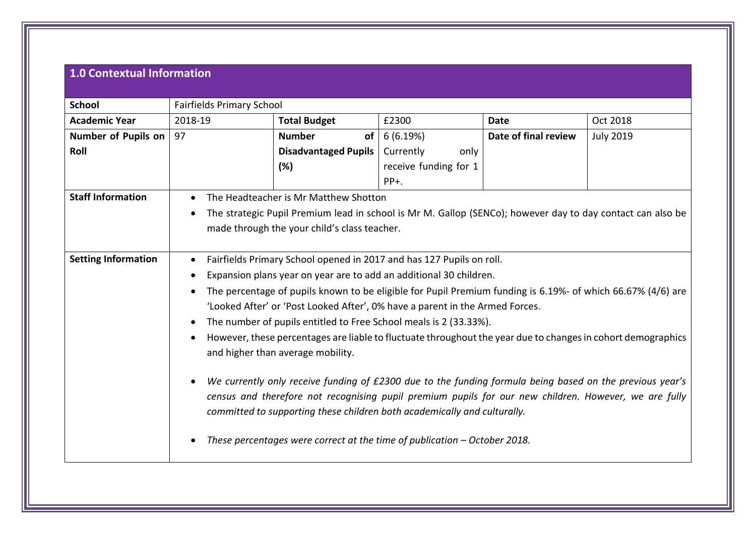## 1.0 Contextual Information

| **School** | Fairfields Primary School | | | | |
|---|---|---|---|---|---|
| **Academic Year** | 2018-19 | **Total Budget** | £2300 | **Date** | Oct 2018 |
| **Number of Pupils on Roll** | 97 | **Number of Disadvantaged Pupils (%)** | 6 (6.19%) Currently only receive funding for 1 PP+. | **Date of final review** | July 2019 |
| **Staff Information** | • The Headteacher is Mr Matthew Shotton<br>• The strategic Pupil Premium lead in school is Mr M. Gallop (SENCo); however day to day contact can also be made through the your child's class teacher. | | | | |
| **Setting Information** | • Fairfields Primary School opened in 2017 and has 127 Pupils on roll.<br>• Expansion plans year on year are to add an additional 30 children.<br>• The percentage of pupils known to be eligible for Pupil Premium funding is 6.19%- of which 66.67% (4/6) are 'Looked After' or 'Post Looked After', 0% have a parent in the Armed Forces.<br>• The number of pupils entitled to Free School meals is 2 (33.33%).<br>• However, these percentages are liable to fluctuate throughout the year due to changes in cohort demographics and higher than average mobility.<br>• *We currently only receive funding of £2300 due to the funding formula being based on the previous year's census and therefore not recognising pupil premium pupils for our new children. However, we are fully committed to supporting these children both academically and culturally.*<br>• *These percentages were correct at the time of publication – October 2018.* | | | | |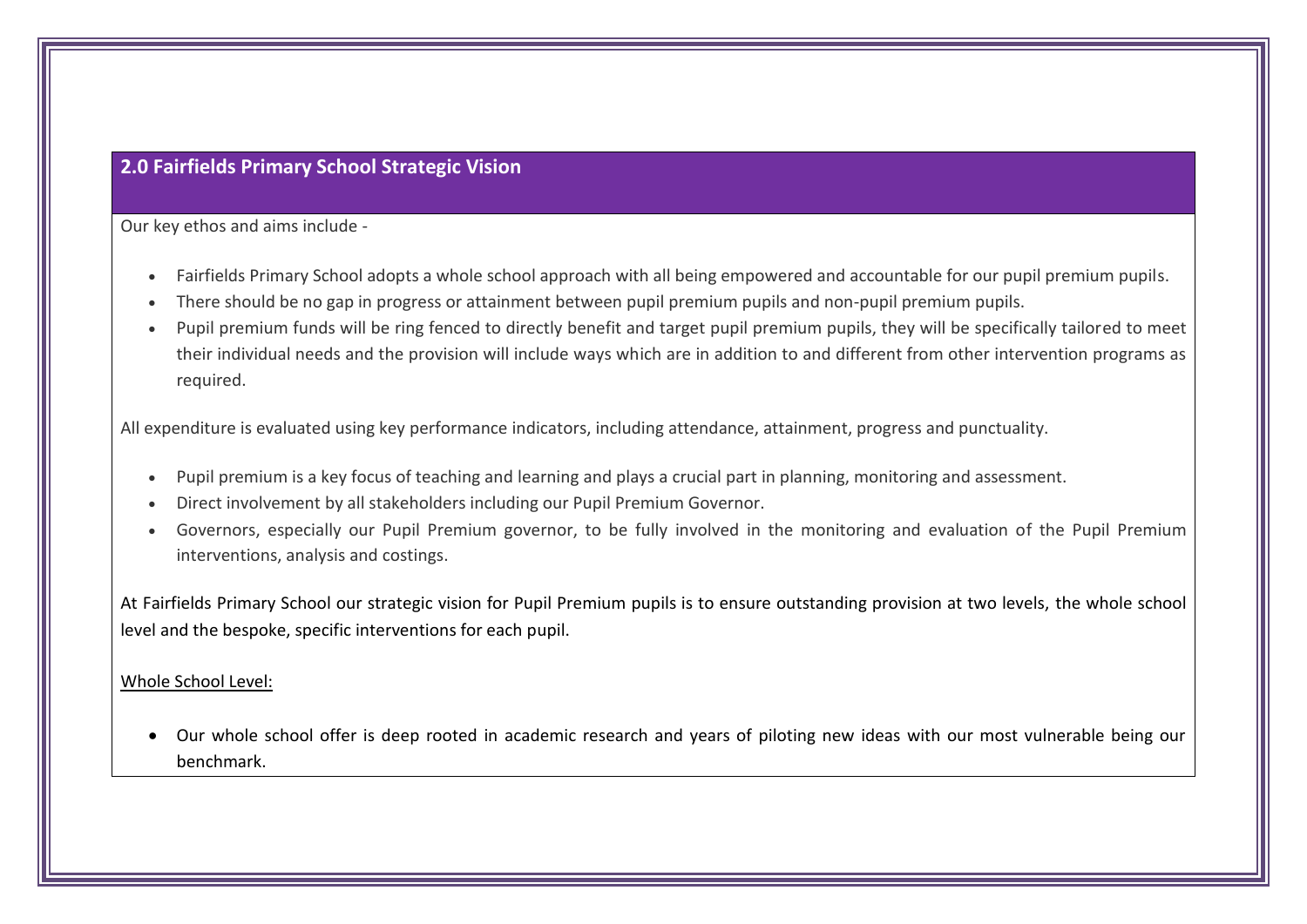## 2.0 Fairfields Primary School Strategic Vision

Our key ethos and aims include -

- Fairfields Primary School adopts a whole school approach with all being empowered and accountable for our pupil premium pupils.
- There should be no gap in progress or attainment between pupil premium pupils and non-pupil premium pupils.
- Pupil premium funds will be ring fenced to directly benefit and target pupil premium pupils, they will be specifically tailored to meet their individual needs and the provision will include ways which are in addition to and different from other intervention programs as required.

All expenditure is evaluated using key performance indicators, including attendance, attainment, progress and punctuality.

- Pupil premium is a key focus of teaching and learning and plays a crucial part in planning, monitoring and assessment.
- Direct involvement by all stakeholders including our Pupil Premium Governor.
- Governors, especially our Pupil Premium governor, to be fully involved in the monitoring and evaluation of the Pupil Premium interventions, analysis and costings.

At Fairfields Primary School our strategic vision for Pupil Premium pupils is to ensure outstanding provision at two levels, the whole school level and the bespoke, specific interventions for each pupil.

<u>Whole School Level:</u>

- Our whole school offer is deep rooted in academic research and years of piloting new ideas with our most vulnerable being our benchmark.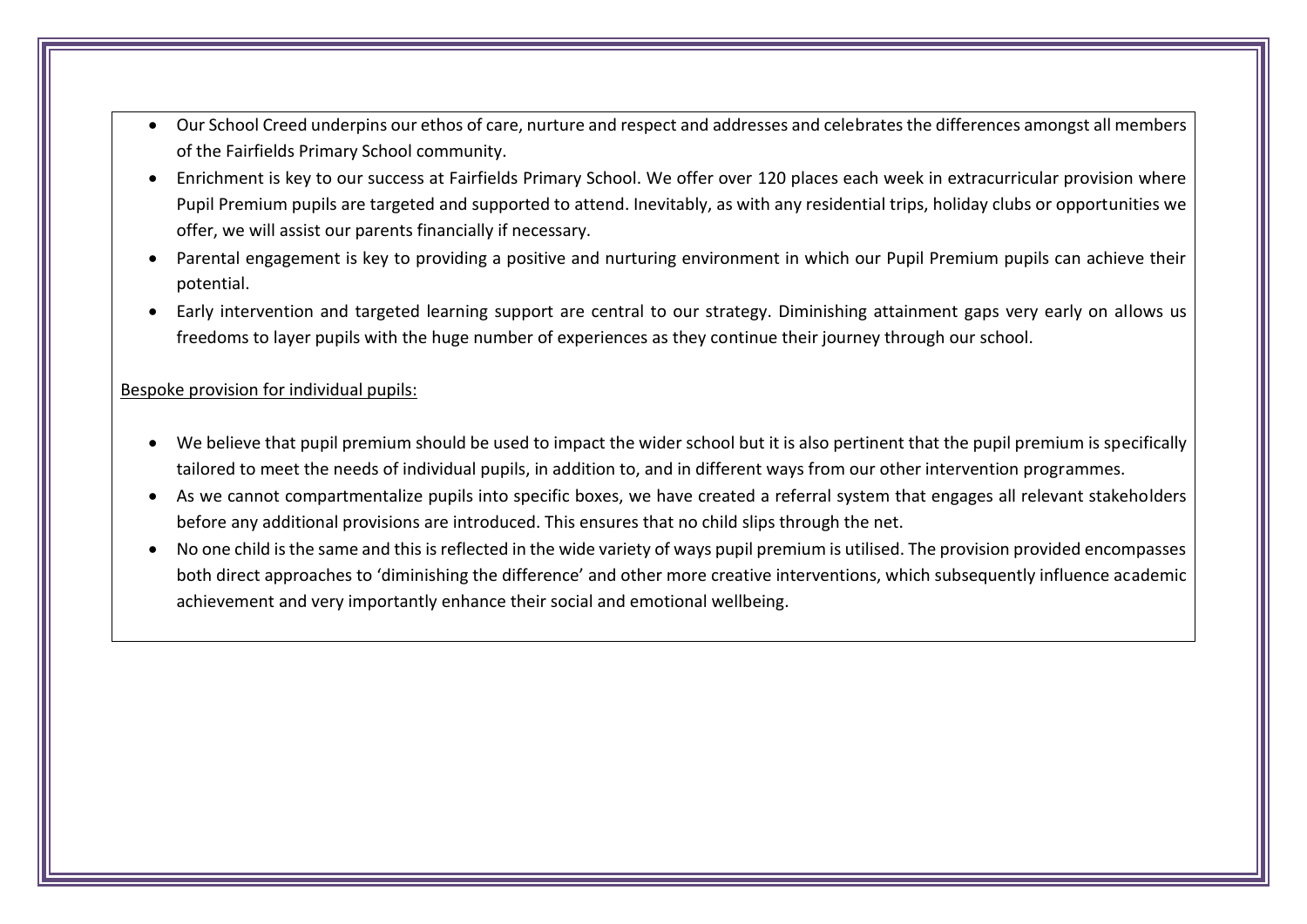- Our School Creed underpins our ethos of care, nurture and respect and addresses and celebrates the differences amongst all members of the Fairfields Primary School community.
- Enrichment is key to our success at Fairfields Primary School. We offer over 120 places each week in extracurricular provision where Pupil Premium pupils are targeted and supported to attend. Inevitably, as with any residential trips, holiday clubs or opportunities we offer, we will assist our parents financially if necessary.
- Parental engagement is key to providing a positive and nurturing environment in which our Pupil Premium pupils can achieve their potential.
- Early intervention and targeted learning support are central to our strategy. Diminishing attainment gaps very early on allows us freedoms to layer pupils with the huge number of experiences as they continue their journey through our school.

<u>Bespoke provision for individual pupils:</u>

- We believe that pupil premium should be used to impact the wider school but it is also pertinent that the pupil premium is specifically tailored to meet the needs of individual pupils, in addition to, and in different ways from our other intervention programmes.
- As we cannot compartmentalize pupils into specific boxes, we have created a referral system that engages all relevant stakeholders before any additional provisions are introduced. This ensures that no child slips through the net.
- No one child is the same and this is reflected in the wide variety of ways pupil premium is utilised. The provision provided encompasses both direct approaches to 'diminishing the difference' and other more creative interventions, which subsequently influence academic achievement and very importantly enhance their social and emotional wellbeing.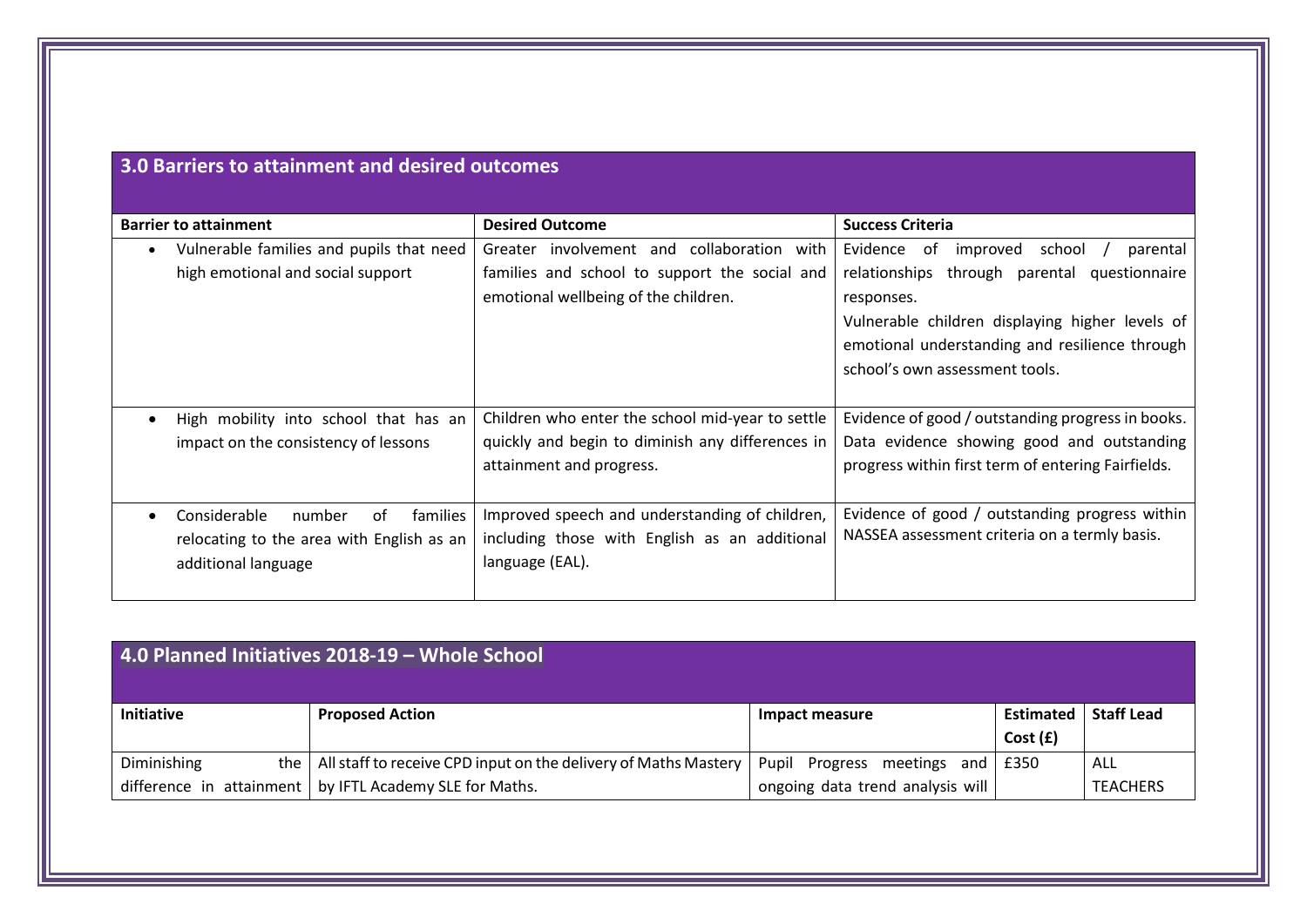## 3.0 Barriers to attainment and desired outcomes

| Barrier to attainment | Desired Outcome | Success Criteria |
|---|---|---|
| • Vulnerable families and pupils that need high emotional and social support | Greater involvement and collaboration with families and school to support the social and emotional wellbeing of the children. | Evidence of improved school / parental relationships through parental questionnaire responses.<br>Vulnerable children displaying higher levels of emotional understanding and resilience through school's own assessment tools. |
| • High mobility into school that has an impact on the consistency of lessons | Children who enter the school mid-year to settle quickly and begin to diminish any differences in attainment and progress. | Evidence of good / outstanding progress in books.<br>Data evidence showing good and outstanding progress within first term of entering Fairfields. |
| • Considerable number of families relocating to the area with English as an additional language | Improved speech and understanding of children, including those with English as an additional language (EAL). | Evidence of good / outstanding progress within NASSEA assessment criteria on a termly basis. |

## 4.0 Planned Initiatives 2018-19 – Whole School

| Initiative | Proposed Action | Impact measure | Estimated Cost (£) | Staff Lead |
|---|---|---|---|---|
| Diminishing the difference in attainment | All staff to receive CPD input on the delivery of Maths Mastery by IFTL Academy SLE for Maths. | Pupil Progress meetings and ongoing data trend analysis will | £350 | ALL TEACHERS |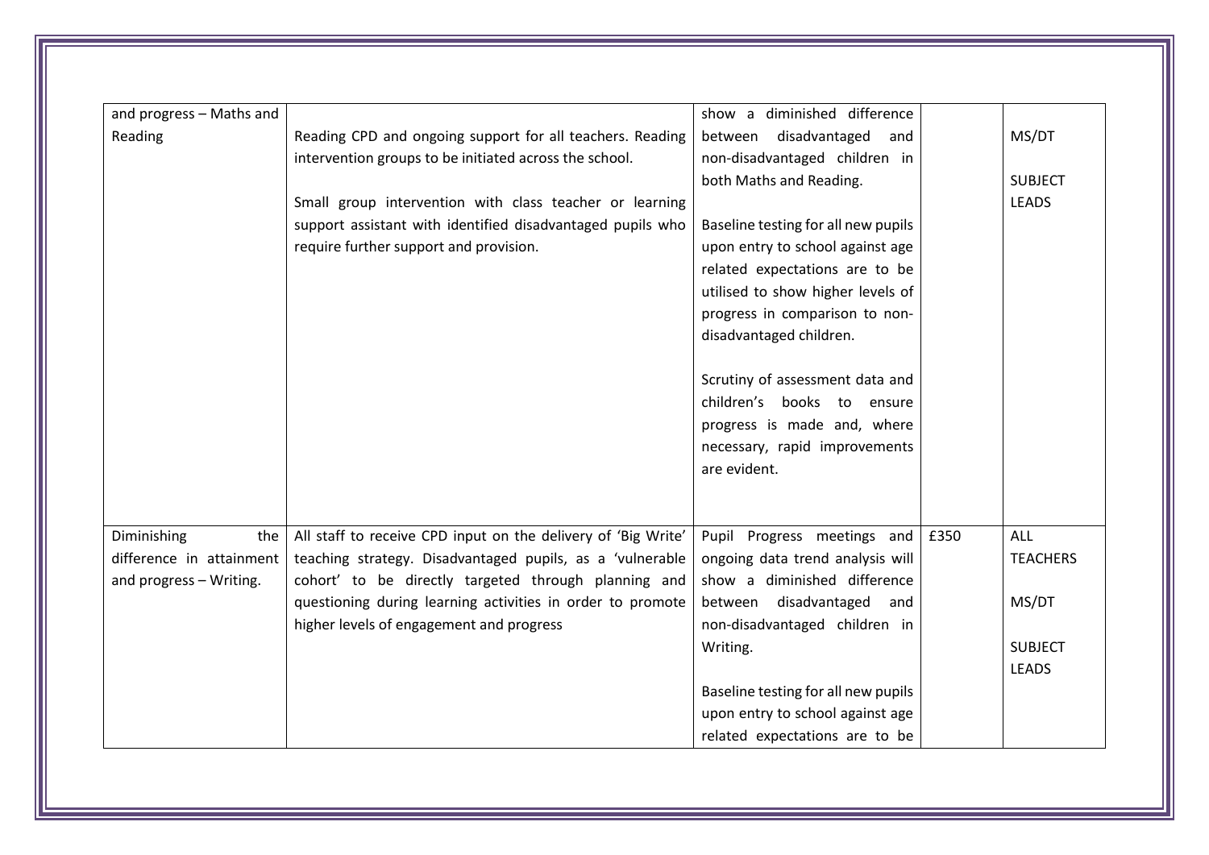| | | | | |
|---|---|---|---|---|
| and progress – Maths and Reading | Reading CPD and ongoing support for all teachers. Reading intervention groups to be initiated across the school.<br><br>Small group intervention with class teacher or learning support assistant with identified disadvantaged pupils who require further support and provision. | show a diminished difference between disadvantaged and non-disadvantaged children in both Maths and Reading.<br><br>Baseline testing for all new pupils upon entry to school against age related expectations are to be utilised to show higher levels of progress in comparison to non-disadvantaged children.<br><br>Scrutiny of assessment data and children's books to ensure progress is made and, where necessary, rapid improvements are evident. | | MS/DT<br><br>SUBJECT LEADS |
| Diminishing the difference in attainment and progress – Writing. | All staff to receive CPD input on the delivery of 'Big Write' teaching strategy. Disadvantaged pupils, as a 'vulnerable cohort' to be directly targeted through planning and questioning during learning activities in order to promote higher levels of engagement and progress | Pupil Progress meetings and ongoing data trend analysis will show a diminished difference between disadvantaged and non-disadvantaged children in Writing.<br><br>Baseline testing for all new pupils upon entry to school against age related expectations are to be | £350 | ALL TEACHERS<br><br>MS/DT<br><br>SUBJECT LEADS |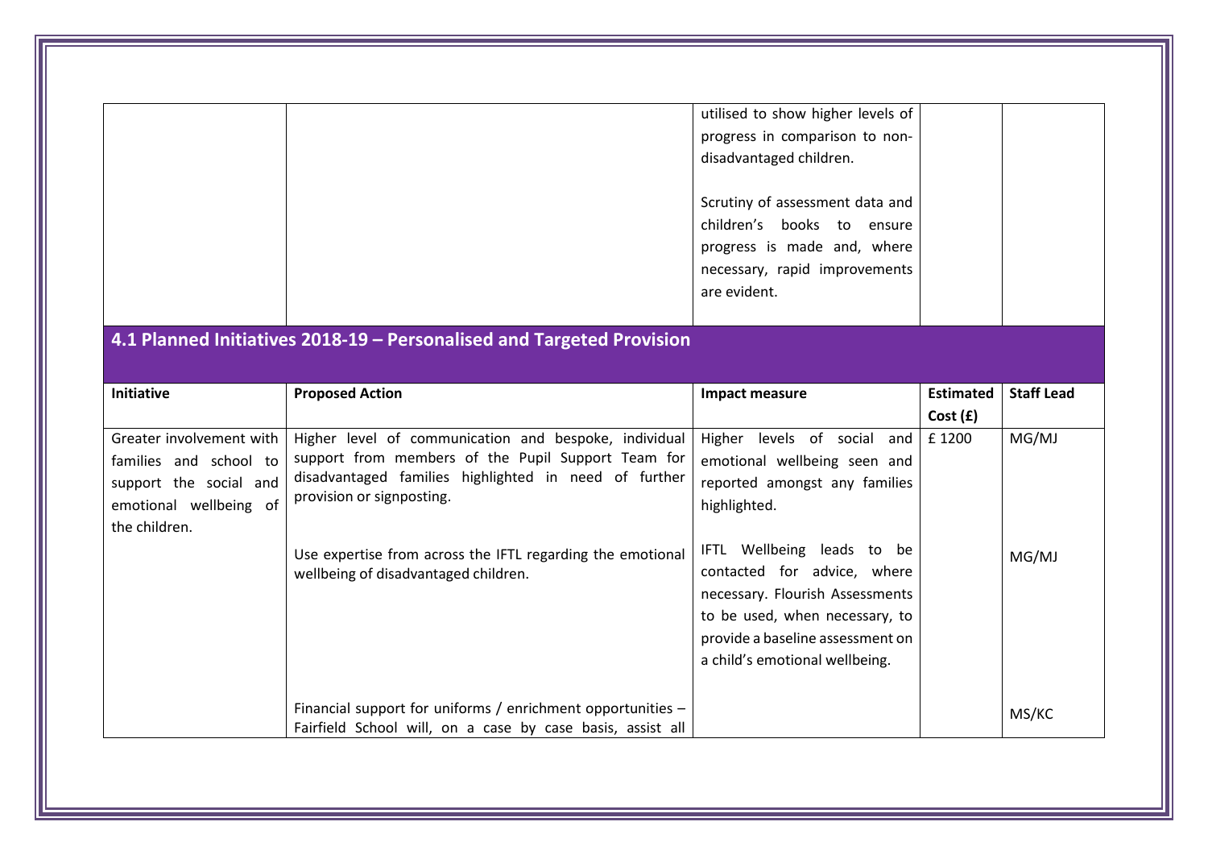| | | | | |
|---|---|---|---|---|
| | | utilised to show higher levels of progress in comparison to non-disadvantaged children.<br><br>Scrutiny of assessment data and children's books to ensure progress is made and, where necessary, rapid improvements are evident. | | |

## 4.1 Planned Initiatives 2018-19 – Personalised and Targeted Provision

| Initiative | Proposed Action | Impact measure | Estimated Cost (£) | Staff Lead |
|---|---|---|---|---|
| Greater involvement with families and school to support the social and emotional wellbeing of the children. | Higher level of communication and bespoke, individual support from members of the Pupil Support Team for disadvantaged families highlighted in need of further provision or signposting. | Higher levels of social and emotional wellbeing seen and reported amongst any families highlighted. | £ 1200 | MG/MJ |
| | Use expertise from across the IFTL regarding the emotional wellbeing of disadvantaged children. | IFTL Wellbeing leads to be contacted for advice, where necessary. Flourish Assessments to be used, when necessary, to provide a baseline assessment on a child's emotional wellbeing. | | MG/MJ |
| | Financial support for uniforms / enrichment opportunities – Fairfield School will, on a case by case basis, assist all | | | MS/KC |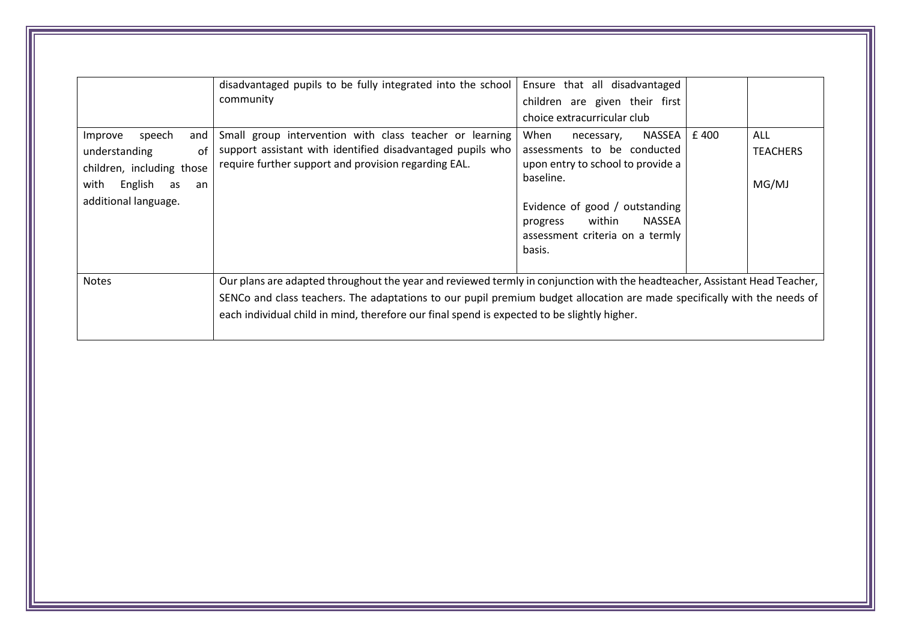| | | | | |
|---|---|---|---|---|
| | disadvantaged pupils to be fully integrated into the school community | Ensure that all disadvantaged children are given their first choice extracurricular club | | |
| Improve speech and understanding of children, including those with English as an additional language. | Small group intervention with class teacher or learning support assistant with identified disadvantaged pupils who require further support and provision regarding EAL. | When necessary, NASSEA assessments to be conducted upon entry to school to provide a baseline.<br><br>Evidence of good / outstanding progress within NASSEA assessment criteria on a termly basis. | £ 400 | ALL TEACHERS<br><br>MG/MJ |
| Notes | Our plans are adapted throughout the year and reviewed termly in conjunction with the headteacher, Assistant Head Teacher, SENCo and class teachers. The adaptations to our pupil premium budget allocation are made specifically with the needs of each individual child in mind, therefore our final spend is expected to be slightly higher. | | | |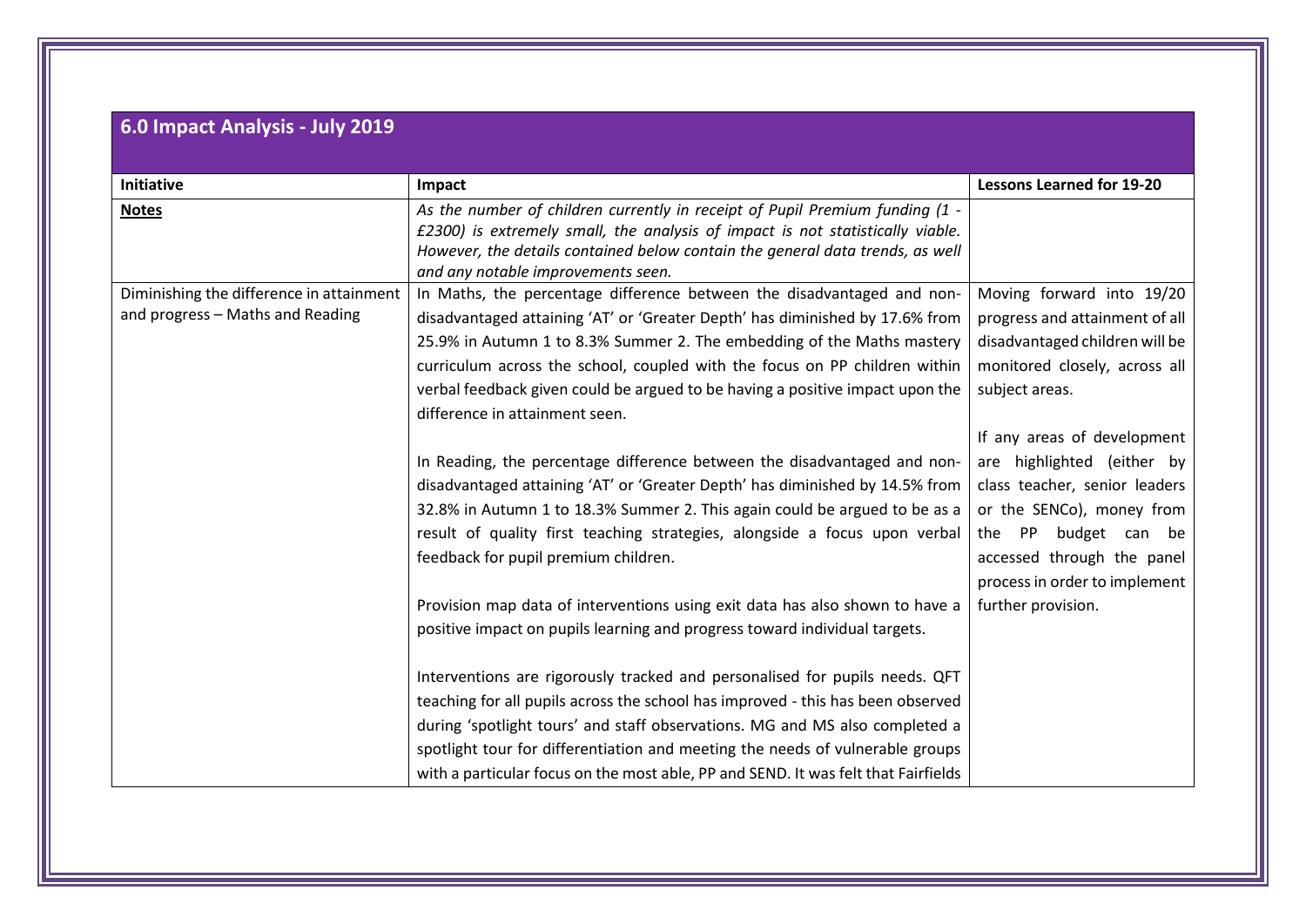## 6.0 Impact Analysis - July 2019

| Initiative | Impact | Lessons Learned for 19-20 |
|---|---|---|
| **Notes** | *As the number of children currently in receipt of Pupil Premium funding (1 - £2300) is extremely small, the analysis of impact is not statistically viable. However, the details contained below contain the general data trends, as well and any notable improvements seen.* | |
| Diminishing the difference in attainment and progress – Maths and Reading | In Maths, the percentage difference between the disadvantaged and non-disadvantaged attaining 'AT' or 'Greater Depth' has diminished by 17.6% from 25.9% in Autumn 1 to 8.3% Summer 2. The embedding of the Maths mastery curriculum across the school, coupled with the focus on PP children within verbal feedback given could be argued to be having a positive impact upon the difference in attainment seen.<br><br>In Reading, the percentage difference between the disadvantaged and non-disadvantaged attaining 'AT' or 'Greater Depth' has diminished by 14.5% from 32.8% in Autumn 1 to 18.3% Summer 2. This again could be argued to be as a result of quality first teaching strategies, alongside a focus upon verbal feedback for pupil premium children.<br><br>Provision map data of interventions using exit data has also shown to have a positive impact on pupils learning and progress toward individual targets.<br><br>Interventions are rigorously tracked and personalised for pupils needs. QFT teaching for all pupils across the school has improved - this has been observed during 'spotlight tours' and staff observations. MG and MS also completed a spotlight tour for differentiation and meeting the needs of vulnerable groups with a particular focus on the most able, PP and SEND. It was felt that Fairfields | Moving forward into 19/20 progress and attainment of all disadvantaged children will be monitored closely, across all subject areas.<br><br>If any areas of development are highlighted (either by class teacher, senior leaders or the SENCo), money from the PP budget can be accessed through the panel process in order to implement further provision. |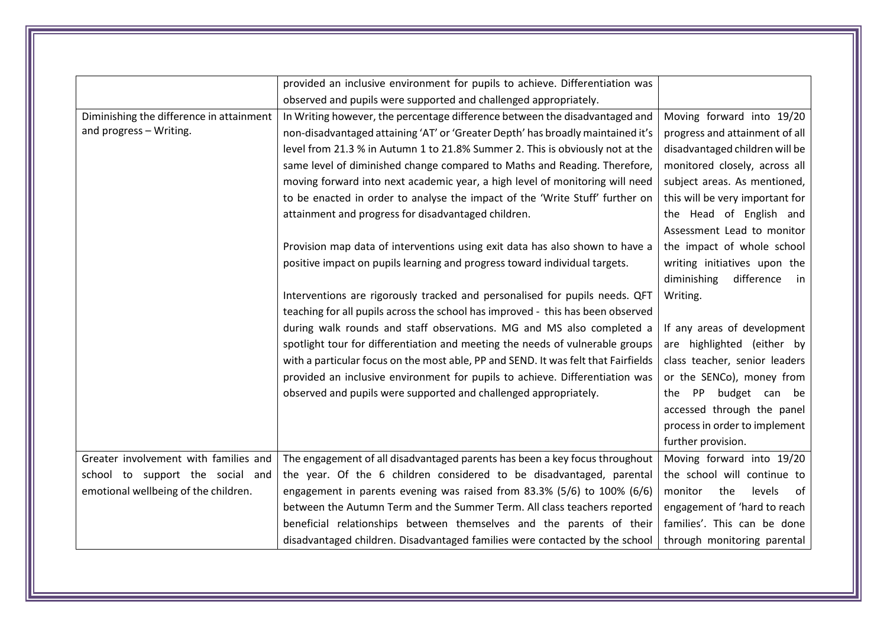|  |  |  |
|---|---|---|
|  | provided an inclusive environment for pupils to achieve. Differentiation was observed and pupils were supported and challenged appropriately. |  |
| Diminishing the difference in attainment and progress – Writing. | In Writing however, the percentage difference between the disadvantaged and non-disadvantaged attaining 'AT' or 'Greater Depth' has broadly maintained it's level from 21.3 % in Autumn 1 to 21.8% Summer 2. This is obviously not at the same level of diminished change compared to Maths and Reading. Therefore, moving forward into next academic year, a high level of monitoring will need to be enacted in order to analyse the impact of the 'Write Stuff' further on attainment and progress for disadvantaged children.<br><br>Provision map data of interventions using exit data has also shown to have a positive impact on pupils learning and progress toward individual targets.<br><br>Interventions are rigorously tracked and personalised for pupils needs. QFT teaching for all pupils across the school has improved - this has been observed during walk rounds and staff observations. MG and MS also completed a spotlight tour for differentiation and meeting the needs of vulnerable groups with a particular focus on the most able, PP and SEND. It was felt that Fairfields provided an inclusive environment for pupils to achieve. Differentiation was observed and pupils were supported and challenged appropriately. | Moving forward into 19/20 progress and attainment of all disadvantaged children will be monitored closely, across all subject areas. As mentioned, this will be very important for the Head of English and Assessment Lead to monitor the impact of whole school writing initiatives upon the diminishing difference in Writing.<br><br>If any areas of development are highlighted (either by class teacher, senior leaders or the SENCo), money from the PP budget can be accessed through the panel process in order to implement further provision. |
| Greater involvement with families and school to support the social and emotional wellbeing of the children. | The engagement of all disadvantaged parents has been a key focus throughout the year. Of the 6 children considered to be disadvantaged, parental engagement in parents evening was raised from 83.3% (5/6) to 100% (6/6) between the Autumn Term and the Summer Term. All class teachers reported beneficial relationships between themselves and the parents of their disadvantaged children. Disadvantaged families were contacted by the school | Moving forward into 19/20 the school will continue to monitor the levels of engagement of 'hard to reach families'. This can be done through monitoring parental |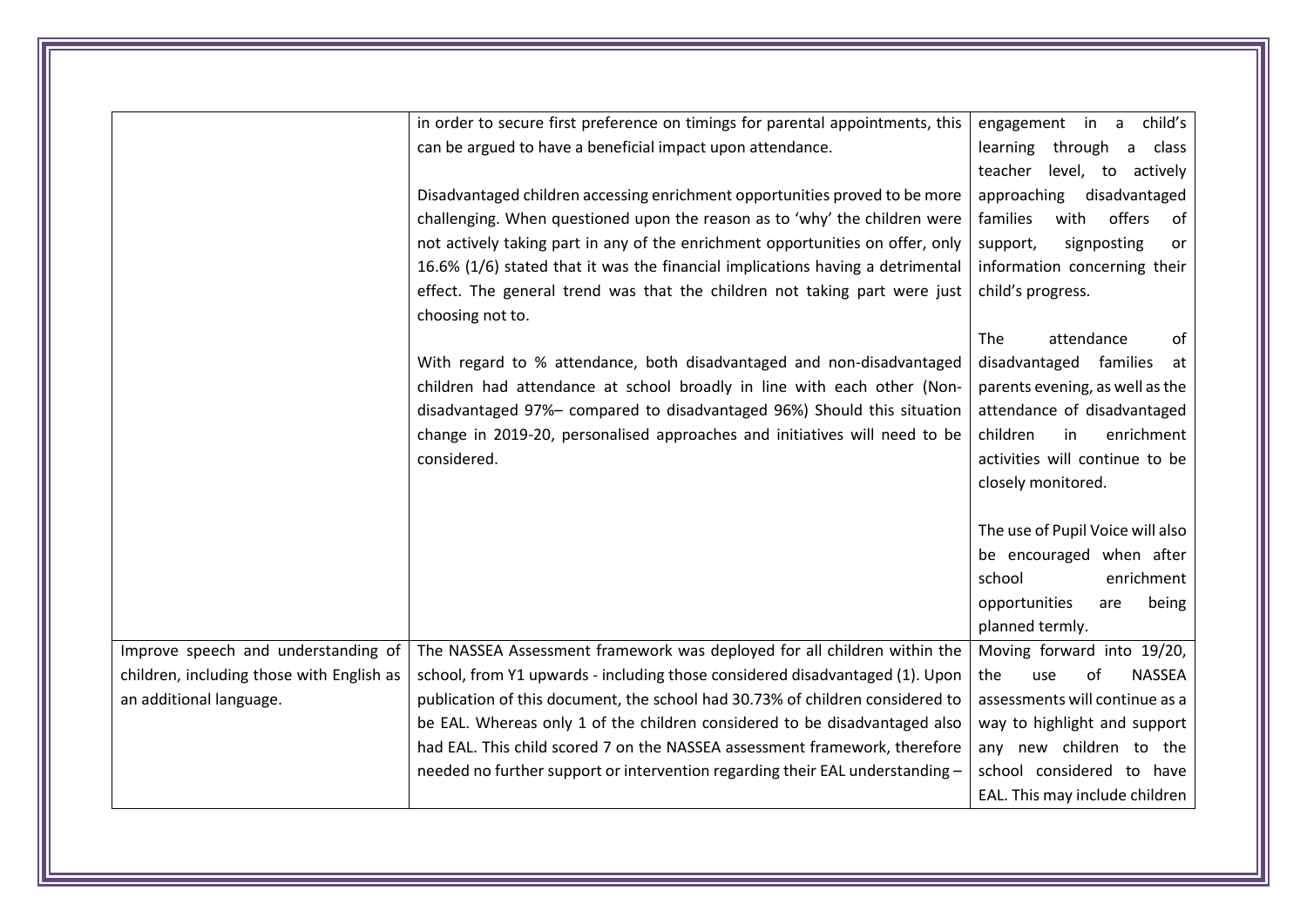| | | |
|---|---|---|
| | in order to secure first preference on timings for parental appointments, this can be argued to have a beneficial impact upon attendance.<br><br>Disadvantaged children accessing enrichment opportunities proved to be more challenging. When questioned upon the reason as to 'why' the children were not actively taking part in any of the enrichment opportunities on offer, only 16.6% (1/6) stated that it was the financial implications having a detrimental effect. The general trend was that the children not taking part were just choosing not to.<br><br>With regard to % attendance, both disadvantaged and non-disadvantaged children had attendance at school broadly in line with each other (Non-disadvantaged 97%– compared to disadvantaged 96%) Should this situation change in 2019-20, personalised approaches and initiatives will need to be considered. | engagement in a child's learning through a class teacher level, to actively approaching disadvantaged families with offers of support, signposting or information concerning their child's progress.<br><br>The attendance of disadvantaged families at parents evening, as well as the attendance of disadvantaged children in enrichment activities will continue to be closely monitored.<br><br>The use of Pupil Voice will also be encouraged when after school enrichment opportunities are being planned termly. |
| Improve speech and understanding of children, including those with English as an additional language. | The NASSEA Assessment framework was deployed for all children within the school, from Y1 upwards - including those considered disadvantaged (1). Upon publication of this document, the school had 30.73% of children considered to be EAL. Whereas only 1 of the children considered to be disadvantaged also had EAL. This child scored 7 on the NASSEA assessment framework, therefore needed no further support or intervention regarding their EAL understanding – | Moving forward into 19/20, the use of NASSEA assessments will continue as a way to highlight and support any new children to the school considered to have EAL. This may include children |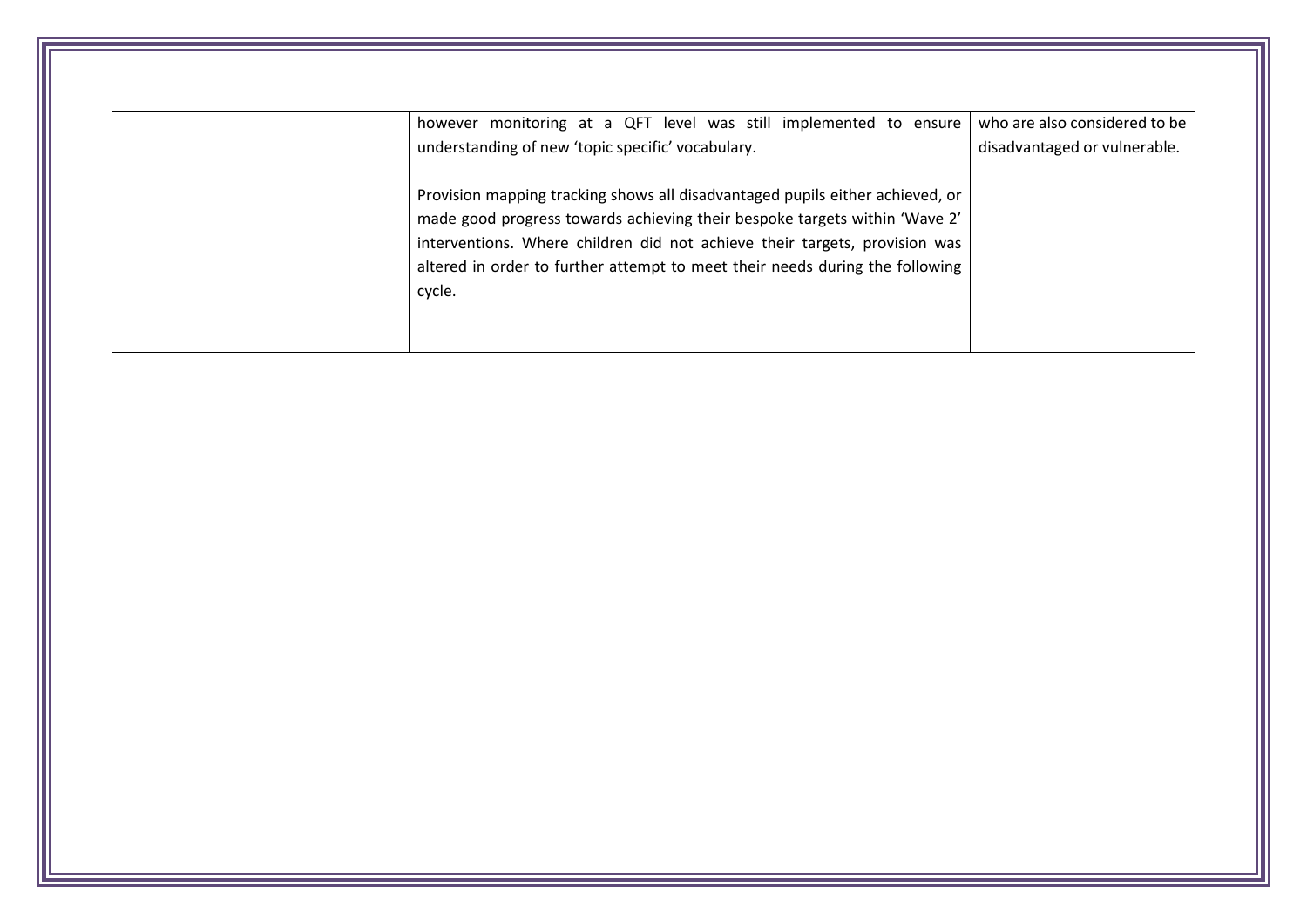| | | |
|---|---|---|
| | however monitoring at a QFT level was still implemented to ensure understanding of new 'topic specific' vocabulary.<br><br>Provision mapping tracking shows all disadvantaged pupils either achieved, or made good progress towards achieving their bespoke targets within 'Wave 2' interventions. Where children did not achieve their targets, provision was altered in order to further attempt to meet their needs during the following cycle. | who are also considered to be disadvantaged or vulnerable. |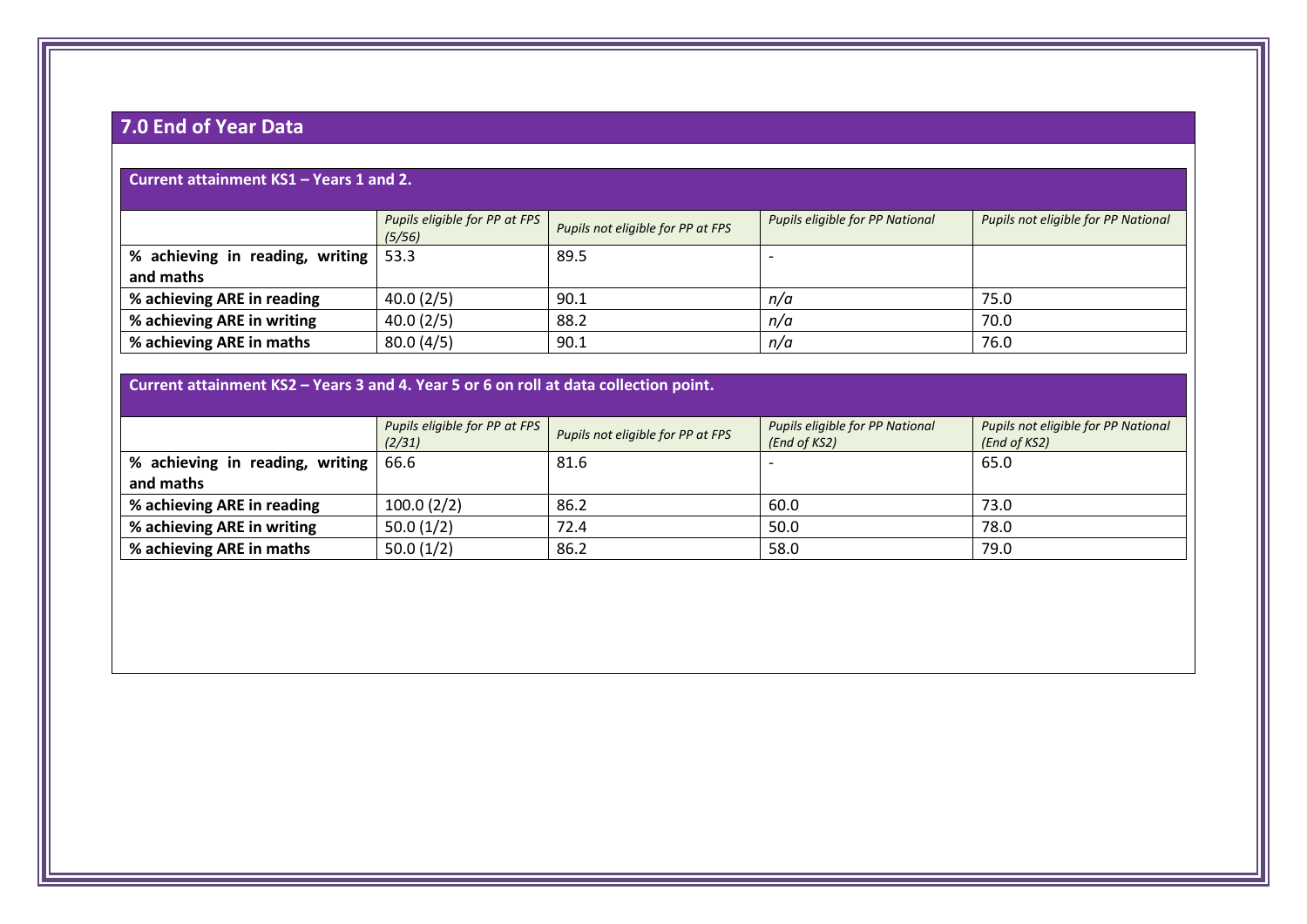## 7.0 End of Year Data

### Current attainment KS1 – Years 1 and 2.

| | *Pupils eligible for PP at FPS (5/56)* | *Pupils not eligible for PP at FPS* | *Pupils eligible for PP National* | *Pupils not eligible for PP National* |
|---|---|---|---|---|
| **% achieving in reading, writing and maths** | 53.3 | 89.5 | - | |
| **% achieving ARE in reading** | 40.0 (2/5) | 90.1 | *n/a* | 75.0 |
| **% achieving ARE in writing** | 40.0 (2/5) | 88.2 | *n/a* | 70.0 |
| **% achieving ARE in maths** | 80.0 (4/5) | 90.1 | *n/a* | 76.0 |

### Current attainment KS2 – Years 3 and 4. Year 5 or 6 on roll at data collection point.

| | *Pupils eligible for PP at FPS (2/31)* | *Pupils not eligible for PP at FPS* | *Pupils eligible for PP National (End of KS2)* | *Pupils not eligible for PP National (End of KS2)* |
|---|---|---|---|---|
| **% achieving in reading, writing and maths** | 66.6 | 81.6 | - | 65.0 |
| **% achieving ARE in reading** | 100.0 (2/2) | 86.2 | 60.0 | 73.0 |
| **% achieving ARE in writing** | 50.0 (1/2) | 72.4 | 50.0 | 78.0 |
| **% achieving ARE in maths** | 50.0 (1/2) | 86.2 | 58.0 | 79.0 |